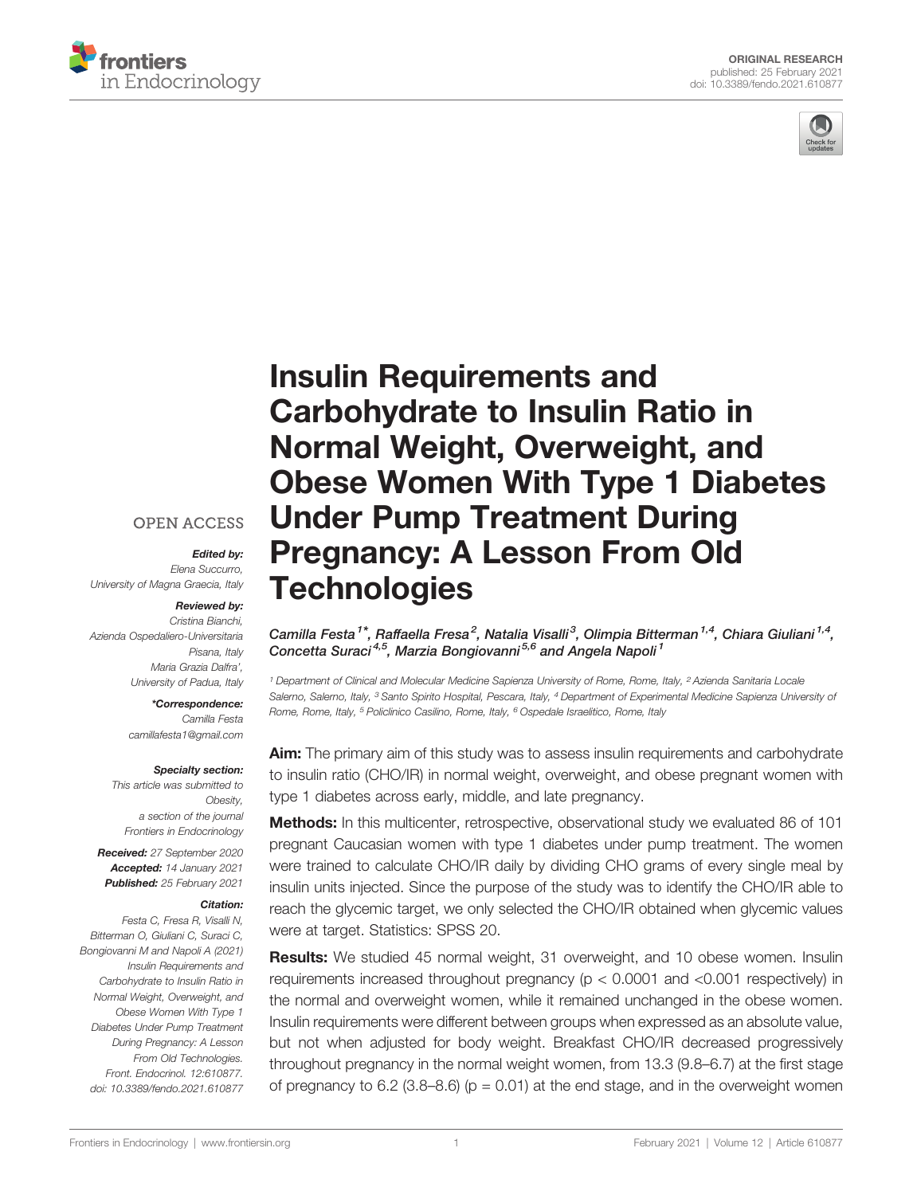ORIGINAL RESEARCH
published: 25 February 2021
doi: 10.3389/fendo.2021.610877

# Insulin Requirements and Carbohydrate to Insulin Ratio in Normal Weight, Overweight, and Obese Women With Type 1 Diabetes Under Pump Treatment During Pregnancy: A Lesson From Old Technologies

*Camilla Festa[1*], Raffaella Fresa[2], Natalia Visalli[3], Olimpia Bitterman[1,4], Chiara Giuliani[1,4], Concetta Suraci[4,5], Marzia Bongiovanni[5,6] and Angela Napoli[1]*

[1] Department of Clinical and Molecular Medicine Sapienza University of Rome, Rome, Italy, [2] Azienda Sanitaria Locale Salerno, Salerno, Italy, [3] Santo Spirito Hospital, Pescara, Italy, [4] Department of Experimental Medicine Sapienza University of Rome, Rome, Italy, [5] Policlinico Casilino, Rome, Italy, [6] Ospedale Israelitico, Rome, Italy

OPEN ACCESS

***Edited by:***
Elena Succurro,
University of Magna Graecia, Italy

***Reviewed by:***
Cristina Bianchi,
Azienda Ospedaliero-Universitaria Pisana, Italy
Maria Grazia Dalfra',
University of Padua, Italy

***\*Correspondence:***
Camilla Festa
camillafesta1@gmail.com

***Specialty section:***
This article was submitted to Obesity, a section of the journal Frontiers in Endocrinology

***Received:*** 27 September 2020
***Accepted:*** 14 January 2021
***Published:*** 25 February 2021

***Citation:***
Festa C, Fresa R, Visalli N, Bitterman O, Giuliani C, Suraci C, Bongiovanni M and Napoli A (2021) Insulin Requirements and Carbohydrate to Insulin Ratio in Normal Weight, Overweight, and Obese Women With Type 1 Diabetes Under Pump Treatment During Pregnancy: A Lesson From Old Technologies. Front. Endocrinol. 12:610877. doi: 10.3389/fendo.2021.610877

**Aim:** The primary aim of this study was to assess insulin requirements and carbohydrate to insulin ratio (CHO/IR) in normal weight, overweight, and obese pregnant women with type 1 diabetes across early, middle, and late pregnancy.

**Methods:** In this multicenter, retrospective, observational study we evaluated 86 of 101 pregnant Caucasian women with type 1 diabetes under pump treatment. The women were trained to calculate CHO/IR daily by dividing CHO grams of every single meal by insulin units injected. Since the purpose of the study was to identify the CHO/IR able to reach the glycemic target, we only selected the CHO/IR obtained when glycemic values were at target. Statistics: SPSS 20.

**Results:** We studied 45 normal weight, 31 overweight, and 10 obese women. Insulin requirements increased throughout pregnancy ($p < 0.0001$ and $<0.001$ respectively) in the normal and overweight women, while it remained unchanged in the obese women. Insulin requirements were different between groups when expressed as an absolute value, but not when adjusted for body weight. Breakfast CHO/IR decreased progressively throughout pregnancy in the normal weight women, from 13.3 (9.8–6.7) at the first stage of pregnancy to 6.2 (3.8–8.6) ($p = 0.01$) at the end stage, and in the overweight women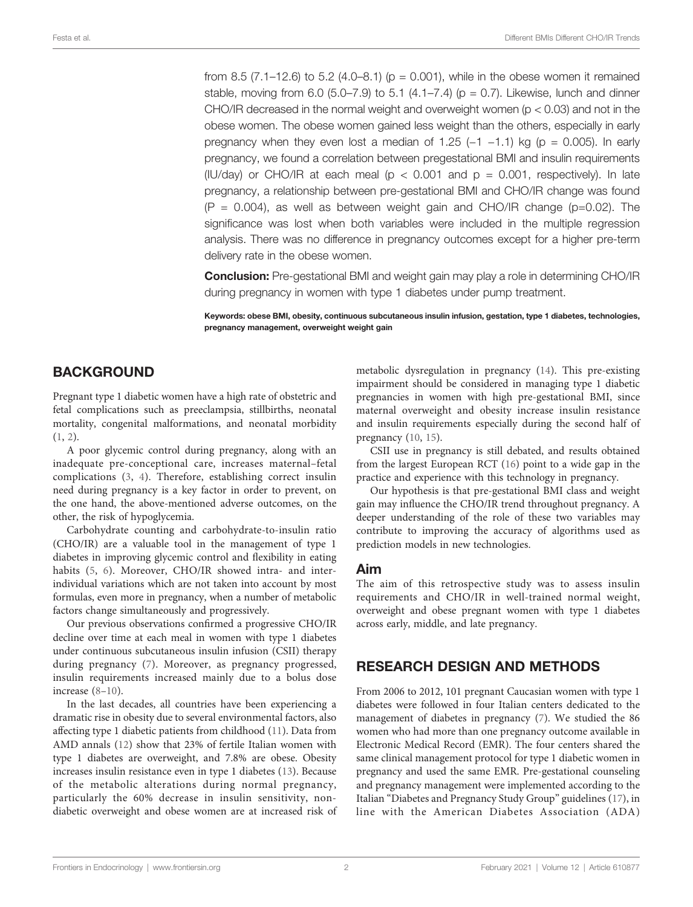from 8.5 (7.1–12.6) to 5.2 (4.0–8.1) ($p = 0.001$), while in the obese women it remained stable, moving from 6.0 (5.0–7.9) to 5.1 (4.1–7.4) ($p = 0.7$). Likewise, lunch and dinner CHO/IR decreased in the normal weight and overweight women ($p < 0.03$) and not in the obese women. The obese women gained less weight than the others, especially in early pregnancy when they even lost a median of 1.25 (−1 −1.1) kg ($p = 0.005$). In early pregnancy, we found a correlation between pregestational BMI and insulin requirements (IU/day) or CHO/IR at each meal ($p < 0.001$ and $p = 0.001$, respectively). In late pregnancy, a relationship between pre-gestational BMI and CHO/IR change was found ($P = 0.004$), as well as between weight gain and CHO/IR change ($p=0.02$). The significance was lost when both variables were included in the multiple regression analysis. There was no difference in pregnancy outcomes except for a higher pre-term delivery rate in the obese women.

**Conclusion:** Pre-gestational BMI and weight gain may play a role in determining CHO/IR during pregnancy in women with type 1 diabetes under pump treatment.

**Keywords: obese BMI, obesity, continuous subcutaneous insulin infusion, gestation, type 1 diabetes, technologies, pregnancy management, overweight weight gain**

## BACKGROUND

Pregnant type 1 diabetic women have a high rate of obstetric and fetal complications such as preeclampsia, stillbirths, neonatal mortality, congenital malformations, and neonatal morbidity (1, 2).

A poor glycemic control during pregnancy, along with an inadequate pre-conceptional care, increases maternal–fetal complications (3, 4). Therefore, establishing correct insulin need during pregnancy is a key factor in order to prevent, on the one hand, the above-mentioned adverse outcomes, on the other, the risk of hypoglycemia.

Carbohydrate counting and carbohydrate-to-insulin ratio (CHO/IR) are a valuable tool in the management of type 1 diabetes in improving glycemic control and flexibility in eating habits (5, 6). Moreover, CHO/IR showed intra- and inter-individual variations which are not taken into account by most formulas, even more in pregnancy, when a number of metabolic factors change simultaneously and progressively.

Our previous observations confirmed a progressive CHO/IR decline over time at each meal in women with type 1 diabetes under continuous subcutaneous insulin infusion (CSII) therapy during pregnancy (7). Moreover, as pregnancy progressed, insulin requirements increased mainly due to a bolus dose increase (8–10).

In the last decades, all countries have been experiencing a dramatic rise in obesity due to several environmental factors, also affecting type 1 diabetic patients from childhood (11). Data from AMD annals (12) show that 23% of fertile Italian women with type 1 diabetes are overweight, and 7.8% are obese. Obesity increases insulin resistance even in type 1 diabetes (13). Because of the metabolic alterations during normal pregnancy, particularly the 60% decrease in insulin sensitivity, non-diabetic overweight and obese women are at increased risk of metabolic dysregulation in pregnancy (14). This pre-existing impairment should be considered in managing type 1 diabetic pregnancies in women with high pre-gestational BMI, since maternal overweight and obesity increase insulin resistance and insulin requirements especially during the second half of pregnancy (10, 15).

CSII use in pregnancy is still debated, and results obtained from the largest European RCT (16) point to a wide gap in the practice and experience with this technology in pregnancy.

Our hypothesis is that pre-gestational BMI class and weight gain may influence the CHO/IR trend throughout pregnancy. A deeper understanding of the role of these two variables may contribute to improving the accuracy of algorithms used as prediction models in new technologies.

### Aim

The aim of this retrospective study was to assess insulin requirements and CHO/IR in well-trained normal weight, overweight and obese pregnant women with type 1 diabetes across early, middle, and late pregnancy.

## RESEARCH DESIGN AND METHODS

From 2006 to 2012, 101 pregnant Caucasian women with type 1 diabetes were followed in four Italian centers dedicated to the management of diabetes in pregnancy (7). We studied the 86 women who had more than one pregnancy outcome available in Electronic Medical Record (EMR). The four centers shared the same clinical management protocol for type 1 diabetic women in pregnancy and used the same EMR. Pre-gestational counseling and pregnancy management were implemented according to the Italian "Diabetes and Pregnancy Study Group" guidelines (17), in line with the American Diabetes Association (ADA)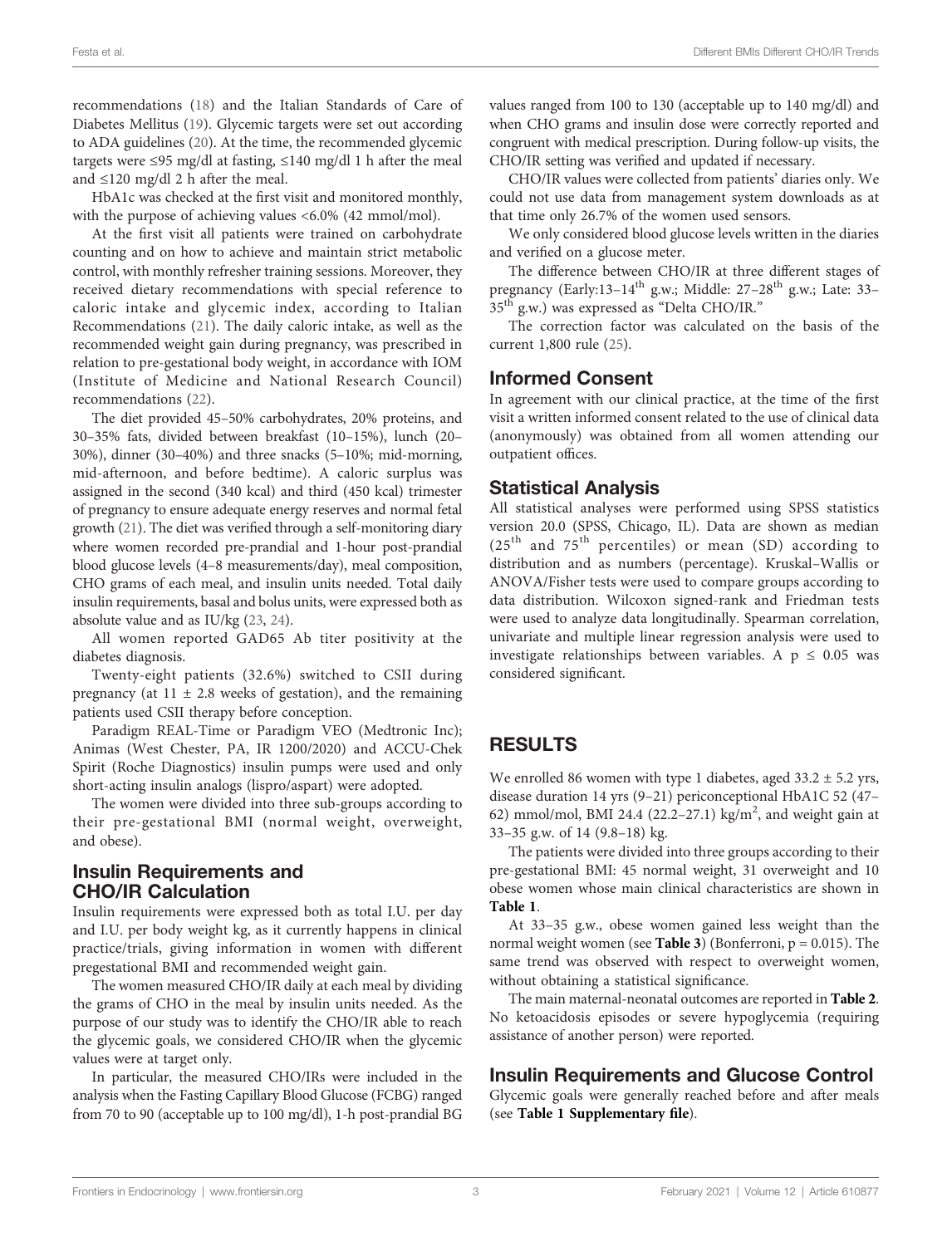recommendations (18) and the Italian Standards of Care of Diabetes Mellitus (19). Glycemic targets were set out according to ADA guidelines (20). At the time, the recommended glycemic targets were ≤95 mg/dl at fasting, ≤140 mg/dl 1 h after the meal and ≤120 mg/dl 2 h after the meal.

HbA1c was checked at the first visit and monitored monthly, with the purpose of achieving values <6.0% (42 mmol/mol).

At the first visit all patients were trained on carbohydrate counting and on how to achieve and maintain strict metabolic control, with monthly refresher training sessions. Moreover, they received dietary recommendations with special reference to caloric intake and glycemic index, according to Italian Recommendations (21). The daily caloric intake, as well as the recommended weight gain during pregnancy, was prescribed in relation to pre-gestational body weight, in accordance with IOM (Institute of Medicine and National Research Council) recommendations (22).

The diet provided 45–50% carbohydrates, 20% proteins, and 30–35% fats, divided between breakfast (10–15%), lunch (20–30%), dinner (30–40%) and three snacks (5–10%; mid-morning, mid-afternoon, and before bedtime). A caloric surplus was assigned in the second (340 kcal) and third (450 kcal) trimester of pregnancy to ensure adequate energy reserves and normal fetal growth (21). The diet was verified through a self-monitoring diary where women recorded pre-prandial and 1-hour post-prandial blood glucose levels (4–8 measurements/day), meal composition, CHO grams of each meal, and insulin units needed. Total daily insulin requirements, basal and bolus units, were expressed both as absolute value and as IU/kg (23, 24).

All women reported GAD65 Ab titer positivity at the diabetes diagnosis.

Twenty-eight patients (32.6%) switched to CSII during pregnancy (at 11 ± 2.8 weeks of gestation), and the remaining patients used CSII therapy before conception.

Paradigm REAL-Time or Paradigm VEO (Medtronic Inc); Animas (West Chester, PA, IR 1200/2020) and ACCU-Chek Spirit (Roche Diagnostics) insulin pumps were used and only short-acting insulin analogs (lispro/aspart) were adopted.

The women were divided into three sub-groups according to their pre-gestational BMI (normal weight, overweight, and obese).

## Insulin Requirements and CHO/IR Calculation

Insulin requirements were expressed both as total I.U. per day and I.U. per body weight kg, as it currently happens in clinical practice/trials, giving information in women with different pregestational BMI and recommended weight gain.

The women measured CHO/IR daily at each meal by dividing the grams of CHO in the meal by insulin units needed. As the purpose of our study was to identify the CHO/IR able to reach the glycemic goals, we considered CHO/IR when the glycemic values were at target only.

In particular, the measured CHO/IRs were included in the analysis when the Fasting Capillary Blood Glucose (FCBG) ranged from 70 to 90 (acceptable up to 100 mg/dl), 1-h post-prandial BG values ranged from 100 to 130 (acceptable up to 140 mg/dl) and when CHO grams and insulin dose were correctly reported and congruent with medical prescription. During follow-up visits, the CHO/IR setting was verified and updated if necessary.

CHO/IR values were collected from patients' diaries only. We could not use data from management system downloads as at that time only 26.7% of the women used sensors.

We only considered blood glucose levels written in the diaries and verified on a glucose meter.

The difference between CHO/IR at three different stages of pregnancy (Early:13–14$^{th}$ g.w.; Middle: 27–28$^{th}$ g.w.; Late: 33–35$^{th}$ g.w.) was expressed as "Delta CHO/IR."

The correction factor was calculated on the basis of the current 1,800 rule (25).

## Informed Consent

In agreement with our clinical practice, at the time of the first visit a written informed consent related to the use of clinical data (anonymously) was obtained from all women attending our outpatient offices.

## Statistical Analysis

All statistical analyses were performed using SPSS statistics version 20.0 (SPSS, Chicago, IL). Data are shown as median (25$^{th}$ and 75$^{th}$ percentiles) or mean (SD) according to distribution and as numbers (percentage). Kruskal–Wallis or ANOVA/Fisher tests were used to compare groups according to data distribution. Wilcoxon signed-rank and Friedman tests were used to analyze data longitudinally. Spearman correlation, univariate and multiple linear regression analysis were used to investigate relationships between variables. A $p \leq 0.05$ was considered significant.

# RESULTS

We enrolled 86 women with type 1 diabetes, aged 33.2 ± 5.2 yrs, disease duration 14 yrs (9–21) periconceptional HbA1C 52 (47–62) mmol/mol, BMI 24.4 (22.2–27.1) kg/m$^2$, and weight gain at 33–35 g.w. of 14 (9.8–18) kg.

The patients were divided into three groups according to their pre-gestational BMI: 45 normal weight, 31 overweight and 10 obese women whose main clinical characteristics are shown in **Table 1**.

At 33–35 g.w., obese women gained less weight than the normal weight women (see **Table 3**) (Bonferroni, $p = 0.015$). The same trend was observed with respect to overweight women, without obtaining a statistical significance.

The main maternal-neonatal outcomes are reported in **Table 2**. No ketoacidosis episodes or severe hypoglycemia (requiring assistance of another person) were reported.

## Insulin Requirements and Glucose Control

Glycemic goals were generally reached before and after meals (see **Table 1 Supplementary file**).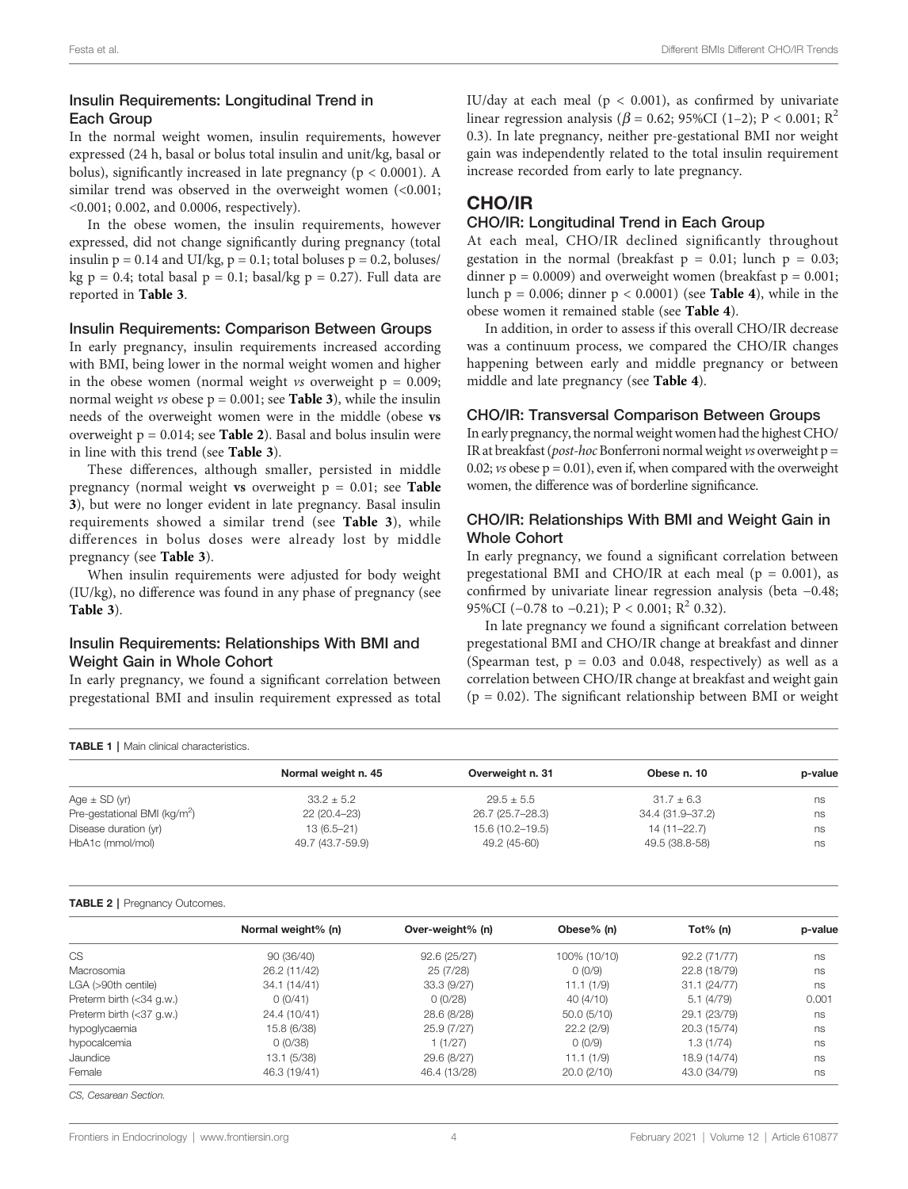### Insulin Requirements: Longitudinal Trend in Each Group

In the normal weight women, insulin requirements, however expressed (24 h, basal or bolus total insulin and unit/kg, basal or bolus), significantly increased in late pregnancy ($p < 0.0001$). A similar trend was observed in the overweight women (<0.001; <0.001; 0.002, and 0.0006, respectively).

In the obese women, the insulin requirements, however expressed, did not change significantly during pregnancy (total insulin $p = 0.14$ and UI/kg, $p = 0.1$; total boluses $p = 0.2$, boluses/kg $p = 0.4$; total basal $p = 0.1$; basal/kg $p = 0.27$). Full data are reported in **Table 3**.

### Insulin Requirements: Comparison Between Groups

In early pregnancy, insulin requirements increased according with BMI, being lower in the normal weight women and higher in the obese women (normal weight *vs* overweight $p = 0.009$; normal weight *vs* obese $p = 0.001$; see **Table 3**), while the insulin needs of the overweight women were in the middle (obese **vs** overweight $p = 0.014$; see **Table 2**). Basal and bolus insulin were in line with this trend (see **Table 3**).

These differences, although smaller, persisted in middle pregnancy (normal weight **vs** overweight $p = 0.01$; see **Table 3**), but were no longer evident in late pregnancy. Basal insulin requirements showed a similar trend (see **Table 3**), while differences in bolus doses were already lost by middle pregnancy (see **Table 3**).

When insulin requirements were adjusted for body weight (IU/kg), no difference was found in any phase of pregnancy (see **Table 3**).

### Insulin Requirements: Relationships With BMI and Weight Gain in Whole Cohort

In early pregnancy, we found a significant correlation between pregestational BMI and insulin requirement expressed as total IU/day at each meal ($p < 0.001$), as confirmed by univariate linear regression analysis ($\beta = 0.62$; 95%CI (1–2); $P < 0.001$; $R^2$ 0.3). In late pregnancy, neither pre-gestational BMI nor weight gain was independently related to the total insulin requirement increase recorded from early to late pregnancy.

## CHO/IR

### CHO/IR: Longitudinal Trend in Each Group

At each meal, CHO/IR declined significantly throughout gestation in the normal (breakfast $p = 0.01$; lunch $p = 0.03$; dinner $p = 0.0009$) and overweight women (breakfast $p = 0.001$; lunch $p = 0.006$; dinner $p < 0.0001$) (see **Table 4**), while in the obese women it remained stable (see **Table 4**).

In addition, in order to assess if this overall CHO/IR decrease was a continuum process, we compared the CHO/IR changes happening between early and middle pregnancy or between middle and late pregnancy (see **Table 4**).

### CHO/IR: Transversal Comparison Between Groups

In early pregnancy, the normal weight women had the highest CHO/IR at breakfast (*post-hoc* Bonferroni normal weight *vs* overweight $p = 0.02$; *vs* obese $p = 0.01$), even if, when compared with the overweight women, the difference was of borderline significance.

### CHO/IR: Relationships With BMI and Weight Gain in Whole Cohort

In early pregnancy, we found a significant correlation between pregestational BMI and CHO/IR at each meal ($p = 0.001$), as confirmed by univariate linear regression analysis (beta −0.48; 95%CI (−0.78 to −0.21); $P < 0.001$; $R^2$ 0.32).

In late pregnancy we found a significant correlation between pregestational BMI and CHO/IR change at breakfast and dinner (Spearman test, $p = 0.03$ and 0.048, respectively) as well as a correlation between CHO/IR change at breakfast and weight gain ($p = 0.02$). The significant relationship between BMI or weight

**TABLE 1** | Main clinical characteristics.

| | Normal weight n. 45 | Overweight n. 31 | Obese n. 10 | p-value |
|---|---|---|---|---|
| Age ± SD (yr) | 33.2 ± 5.2 | 29.5 ± 5.5 | 31.7 ± 6.3 | ns |
| Pre-gestational BMI (kg/m$^2$) | 22 (20.4–23) | 26.7 (25.7–28.3) | 34.4 (31.9–37.2) | ns |
| Disease duration (yr) | 13 (6.5–21) | 15.6 (10.2–19.5) | 14 (11–22.7) | ns |
| HbA1c (mmol/mol) | 49.7 (43.7-59.9) | 49.2 (45-60) | 49.5 (38.8-58) | ns |

**TABLE 2** | Pregnancy Outcomes.

| | Normal weight% (n) | Over-weight% (n) | Obese% (n) | Tot% (n) | p-value |
|---|---|---|---|---|---|
| CS | 90 (36/40) | 92.6 (25/27) | 100% (10/10) | 92.2 (71/77) | ns |
| Macrosomia | 26.2 (11/42) | 25 (7/28) | 0 (0/9) | 22.8 (18/79) | ns |
| LGA (>90th centile) | 34.1 (14/41) | 33.3 (9/27) | 11.1 (1/9) | 31.1 (24/77) | ns |
| Preterm birth (<34 g.w.) | 0 (0/41) | 0 (0/28) | 40 (4/10) | 5.1 (4/79) | 0.001 |
| Preterm birth (<37 g.w.) | 24.4 (10/41) | 28.6 (8/28) | 50.0 (5/10) | 29.1 (23/79) | ns |
| hypoglycaemia | 15.8 (6/38) | 25.9 (7/27) | 22.2 (2/9) | 20.3 (15/74) | ns |
| hypocalcemia | 0 (0/38) | 1 (1/27) | 0 (0/9) | 1.3 (1/74) | ns |
| Jaundice | 13.1 (5/38) | 29.6 (8/27) | 11.1 (1/9) | 18.9 (14/74) | ns |
| Female | 46.3 (19/41) | 46.4 (13/28) | 20.0 (2/10) | 43.0 (34/79) | ns |

CS, Cesarean Section.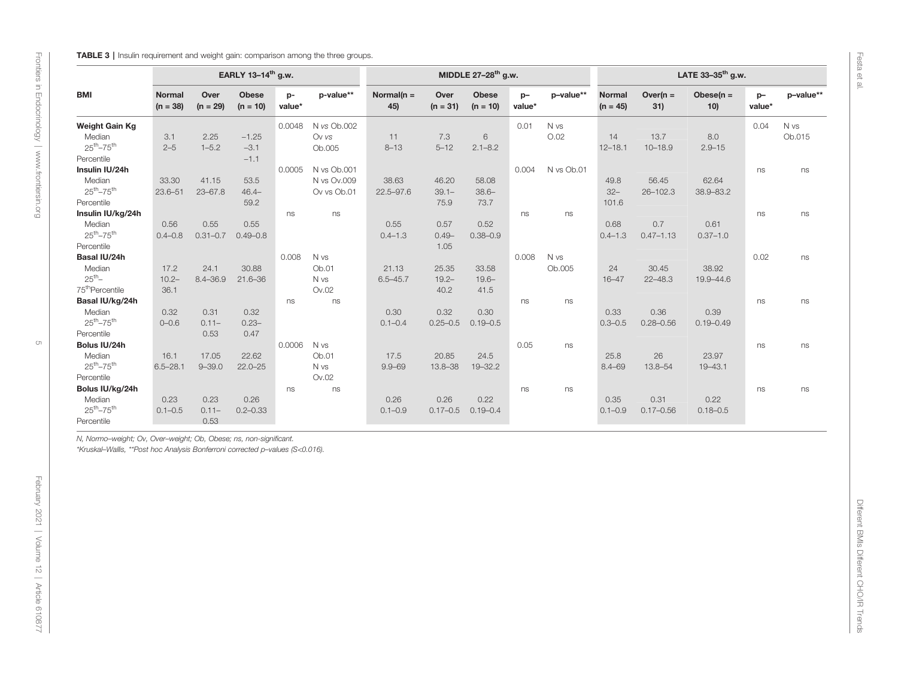**TABLE 3 |** Insulin requirement and weight gain: comparison among the three groups.

| BMI | EARLY 13–14th g.w. | | | | | MIDDLE 27–28th g.w. | | | | | LATE 33–35th g.w. | | | | |
|---|---|---|---|---|---|---|---|---|---|---|---|---|---|---|---|
| | Normal (n = 38) | Over (n = 29) | Obese (n = 10) | p-value* | p-value** | Normal(n = 45) | Over (n = 31) | Obese (n = 10) | p–value* | p–value** | Normal (n = 45) | Over(n = 31) | Obese(n = 10) | p–value* | p–value** |
| **Weight Gain Kg** | | | | 0.0048 | N *vs* Ob.002 | | | | 0.01 | N vs O.02 | | | | 0.04 | N vs Ob.015 |
| Median | 3.1 | 2.25 | −1.25 | | Ov *vs* Ob.005 | 11 | 7.3 | 6 | | | 14 | 13.7 | 8.0 | | |
| 25th–75th Percentile | 2–5 | 1–5.2 | −3.1 −1.1 | | | 8–13 | 5–12 | 2.1–8.2 | | | 12–18.1 | 10–18.9 | 2.9–15 | | |
| **Insulin IU/24h** | | | | 0.0005 | N vs Ob.001 | | | | 0.004 | N vs Ob.01 | | | | ns | ns |
| Median | 33.30 | 41.15 | 53.5 | | N vs Ov.009 | 38.63 | 46.20 | 58.08 | | | 49.8 | 56.45 | 62.64 | | |
| 25th–75th Percentile | 23.6–51 | 23–67.8 | 46.4–59.2 | | Ov vs Ob.01 | 22.5–97.6 | 39.1–75.9 | 38.6–73.7 | | | 32–101.6 | 26–102.3 | 38.9–83.2 | | |
| **Insulin IU/kg/24h** | | | | ns | ns | | | | ns | ns | | | | ns | ns |
| Median | 0.56 | 0.55 | 0.55 | | | 0.55 | 0.57 | 0.52 | | | 0.68 | 0.7 | 0.61 | | |
| 25th–75th Percentile | 0.4–0.8 | 0.31–0.7 | 0.49–0.8 | | | 0.4–1.3 | 0.49–1.05 | 0.38–0.9 | | | 0.4–1.3 | 0.47–1.13 | 0.37–1.0 | | |
| **Basal IU/24h** | | | | 0.008 | N vs Ob.01 | | | | 0.008 | N vs Ob.005 | | | | 0.02 | ns |
| Median | 17.2 | 24.1 | 30.88 | | N vs Ov.02 | 21.13 | 25.35 | 33.58 | | | 24 | 30.45 | 38.92 | | |
| 25th–75th Percentile | 10.2–36.1 | 8.4–36.9 | 21.6–36 | | | 6.5–45.7 | 19.2–40.2 | 19.6–41.5 | | | 16–47 | 22–48.3 | 19.9–44.6 | | |
| **Basal IU/kg/24h** | | | | ns | ns | | | | ns | ns | | | | ns | ns |
| Median | 0.32 | 0.31 | 0.32 | | | 0.30 | 0.32 | 0.30 | | | 0.33 | 0.36 | 0.39 | | |
| 25th–75th Percentile | 0–0.6 | 0.11–0.53 | 0.23–0.47 | | | 0.1–0.4 | 0.25–0.5 | 0.19–0.5 | | | 0.3–0.5 | 0.28–0.56 | 0.19–0.49 | | |
| **Bolus IU/24h** | | | | 0.0006 | N vs Ob.01 | | | | 0.05 | ns | | | | ns | ns |
| Median | 16.1 | 17.05 | 22.62 | | N vs Ov.02 | 17.5 | 20.85 | 24.5 | | | 25.8 | 26 | 23.97 | | |
| 25th–75th Percentile | 6.5–28.1 | 9–39.0 | 22.0–25 | | | 9.9–69 | 13.8–38 | 19–32.2 | | | 8.4–69 | 13.8–54 | 19–43.1 | | |
| **Bolus IU/kg/24h** | | | | ns | ns | | | | ns | ns | | | | ns | ns |
| Median | 0.23 | 0.23 | 0.26 | | | 0.26 | 0.26 | 0.22 | | | 0.35 | 0.31 | 0.22 | | |
| 25th–75th Percentile | 0.1–0.5 | 0.11–0.53 | 0.2–0.33 | | | 0.1–0.9 | 0.17–0.5 | 0.19–0.4 | | | 0.1–0.9 | 0.17–0.56 | 0.18–0.5 | | |

*N, Normo–weight; Ov, Over–weight; Ob, Obese; ns, non-significant.*

*\*Kruskal–Wallis, \*\*Post hoc Analysis Bonferroni corrected p–values (S<0.016).*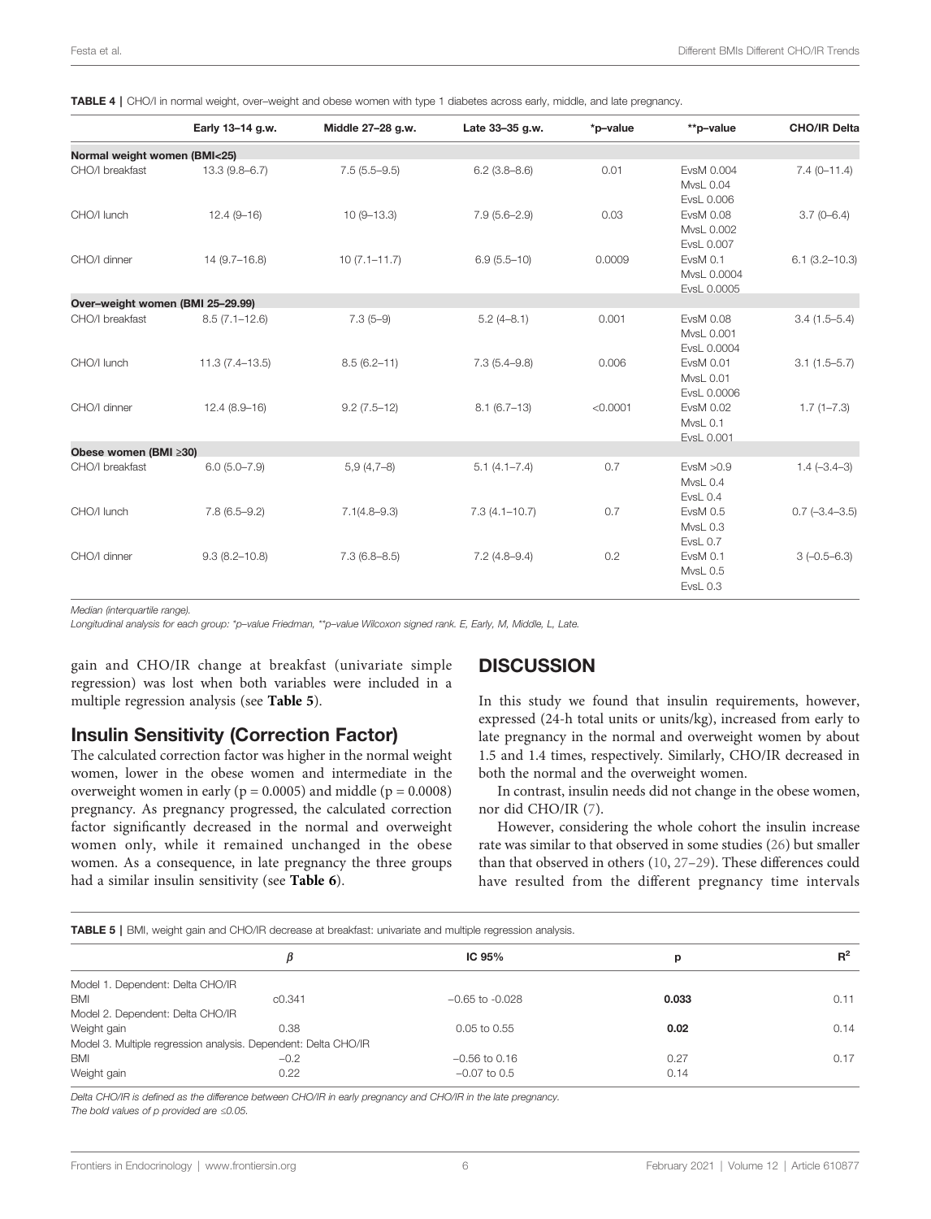**TABLE 4** | CHO/I in normal weight, over-weight and obese women with type 1 diabetes across early, middle, and late pregnancy.

| | Early 13–14 g.w. | Middle 27–28 g.w. | Late 33–35 g.w. | *p-value | **p-value | CHO/IR Delta |
|---|---|---|---|---|---|---|
| **Normal weight women (BMI<25)** | | | | | | |
| CHO/I breakfast | 13.3 (9.8–6.7) | 7.5 (5.5–9.5) | 6.2 (3.8–8.6) | 0.01 | EvsM 0.004<br>MvsL 0.04<br>EvsL 0.006 | 7.4 (0–11.4) |
| CHO/I lunch | 12.4 (9–16) | 10 (9–13.3) | 7.9 (5.6–2.9) | 0.03 | EvsM 0.08<br>MvsL 0.002<br>EvsL 0.007 | 3.7 (0–6.4) |
| CHO/I dinner | 14 (9.7–16.8) | 10 (7.1–11.7) | 6.9 (5.5–10) | 0.0009 | EvsM 0.1<br>MvsL 0.0004<br>EvsL 0.0005 | 6.1 (3.2–10.3) |
| **Over-weight women (BMI 25–29.99)** | | | | | | |
| CHO/I breakfast | 8.5 (7.1–12.6) | 7.3 (5–9) | 5.2 (4–8.1) | 0.001 | EvsM 0.08<br>MvsL 0.001<br>EvsL 0.0004 | 3.4 (1.5–5.4) |
| CHO/I lunch | 11.3 (7.4–13.5) | 8.5 (6.2–11) | 7.3 (5.4–9.8) | 0.006 | EvsM 0.01<br>MvsL 0.01<br>EvsL 0.0006 | 3.1 (1.5–5.7) |
| CHO/I dinner | 12.4 (8.9–16) | 9.2 (7.5–12) | 8.1 (6.7–13) | <0.0001 | EvsM 0.02<br>MvsL 0.1<br>EvsL 0.001 | 1.7 (1–7.3) |
| **Obese women (BMI ≥30)** | | | | | | |
| CHO/I breakfast | 6.0 (5.0–7.9) | 5,9 (4,7–8) | 5.1 (4.1–7.4) | 0.7 | EvsM >0.9<br>MvsL 0.4<br>EvsL 0.4 | 1.4 (–3.4–3) |
| CHO/I lunch | 7.8 (6.5–9.2) | 7.1(4.8–9.3) | 7.3 (4.1–10.7) | 0.7 | EvsM 0.5<br>MvsL 0.3<br>EvsL 0.7 | 0.7 (–3.4–3.5) |
| CHO/I dinner | 9.3 (8.2–10.8) | 7.3 (6.8–8.5) | 7.2 (4.8–9.4) | 0.2 | EvsM 0.1<br>MvsL 0.5<br>EvsL 0.3 | 3 (–0.5–6.3) |

*Median (interquartile range).*
*Longitudinal analysis for each group: *p-value Friedman, **p-value Wilcoxon signed rank. E, Early, M, Middle, L, Late.*

gain and CHO/IR change at breakfast (univariate simple regression) was lost when both variables were included in a multiple regression analysis (see **Table 5**).

## Insulin Sensitivity (Correction Factor)

The calculated correction factor was higher in the normal weight women, lower in the obese women and intermediate in the overweight women in early ($p = 0.0005$) and middle ($p = 0.0008$) pregnancy. As pregnancy progressed, the calculated correction factor significantly decreased in the normal and overweight women only, while it remained unchanged in the obese women. As a consequence, in late pregnancy the three groups had a similar insulin sensitivity (see **Table 6**).

## DISCUSSION

In this study we found that insulin requirements, however, expressed (24-h total units or units/kg), increased from early to late pregnancy in the normal and overweight women by about 1.5 and 1.4 times, respectively. Similarly, CHO/IR decreased in both the normal and the overweight women.

In contrast, insulin needs did not change in the obese women, nor did CHO/IR (7).

However, considering the whole cohort the insulin increase rate was similar to that observed in some studies (26) but smaller than that observed in others (10, 27–29). These differences could have resulted from the different pregnancy time intervals

**TABLE 5** | BMI, weight gain and CHO/IR decrease at breakfast: univariate and multiple regression analysis.

| | β | IC 95% | p | $R^2$ |
|---|---|---|---|---|
| Model 1. Dependent: Delta CHO/IR | | | | |
| BMI | c0.341 | −0.65 to -0.028 | **0.033** | 0.11 |
| Model 2. Dependent: Delta CHO/IR | | | | |
| Weight gain | 0.38 | 0.05 to 0.55 | **0.02** | 0.14 |
| Model 3. Multiple regression analysis. Dependent: Delta CHO/IR | | | | |
| BMI | −0.2 | −0.56 to 0.16 | 0.27 | 0.17 |
| Weight gain | 0.22 | −0.07 to 0.5 | 0.14 | |

*Delta CHO/IR is defined as the difference between CHO/IR in early pregnancy and CHO/IR in the late pregnancy.*
*The bold values of p provided are ≤0.05.*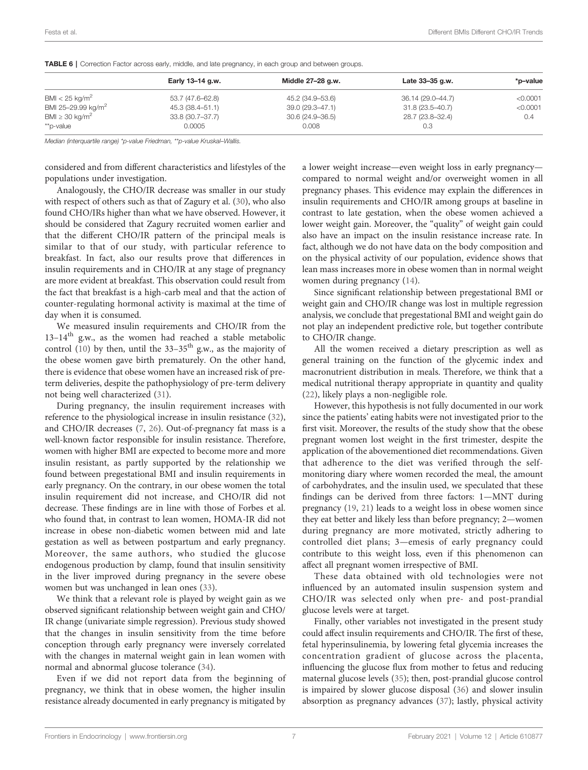**TABLE 6** | Correction Factor across early, middle, and late pregnancy, in each group and between groups.

| | Early 13–14 g.w. | Middle 27–28 g.w. | Late 33–35 g.w. | *p–value |
|---|---|---|---|---|
| BMI < 25 kg/m$^2$ | 53.7 (47.6–62.8) | 45.2 (34.9–53.6) | 36.14 (29.0–44.7) | <0.0001 |
| BMI 25–29.99 kg/m$^2$ | 45.3 (38.4–51.1) | 39.0 (29.3–47.1) | 31.8 (23.5–40.7) | <0.0001 |
| BMI ≥ 30 kg/m$^2$ | 33.8 (30.7–37.7) | 30.6 (24.9–36.5) | 28.7 (23.8–32.4) | 0.4 |
| **p-value | 0.0005 | 0.008 | 0.3 | |

*Median (interquartile range) *p-value Friedman, **p-value Kruskal–Wallis.*

considered and from different characteristics and lifestyles of the populations under investigation.

Analogously, the CHO/IR decrease was smaller in our study with respect of others such as that of Zagury et al. (30), who also found CHO/IRs higher than what we have observed. However, it should be considered that Zagury recruited women earlier and that the different CHO/IR pattern of the principal meals is similar to that of our study, with particular reference to breakfast. In fact, also our results prove that differences in insulin requirements and in CHO/IR at any stage of pregnancy are more evident at breakfast. This observation could result from the fact that breakfast is a high-carb meal and that the action of counter-regulating hormonal activity is maximal at the time of day when it is consumed.

We measured insulin requirements and CHO/IR from the 13–14$^{th}$ g.w., as the women had reached a stable metabolic control (10) by then, until the 33–35$^{th}$ g.w., as the majority of the obese women gave birth prematurely. On the other hand, there is evidence that obese women have an increased risk of pre-term deliveries, despite the pathophysiology of pre-term delivery not being well characterized (31).

During pregnancy, the insulin requirement increases with reference to the physiological increase in insulin resistance (32), and CHO/IR decreases (7, 26). Out-of-pregnancy fat mass is a well-known factor responsible for insulin resistance. Therefore, women with higher BMI are expected to become more and more insulin resistant, as partly supported by the relationship we found between pregestational BMI and insulin requirements in early pregnancy. On the contrary, in our obese women the total insulin requirement did not increase, and CHO/IR did not decrease. These findings are in line with those of Forbes et al. who found that, in contrast to lean women, HOMA-IR did not increase in obese non-diabetic women between mid and late gestation as well as between postpartum and early pregnancy. Moreover, the same authors, who studied the glucose endogenous production by clamp, found that insulin sensitivity in the liver improved during pregnancy in the severe obese women but was unchanged in lean ones (33).

We think that a relevant role is played by weight gain as we observed significant relationship between weight gain and CHO/IR change (univariate simple regression). Previous study showed that the changes in insulin sensitivity from the time before conception through early pregnancy were inversely correlated with the changes in maternal weight gain in lean women with normal and abnormal glucose tolerance (34).

Even if we did not report data from the beginning of pregnancy, we think that in obese women, the higher insulin resistance already documented in early pregnancy is mitigated by a lower weight increase—even weight loss in early pregnancy—compared to normal weight and/or overweight women in all pregnancy phases. This evidence may explain the differences in insulin requirements and CHO/IR among groups at baseline in contrast to late gestation, when the obese women achieved a lower weight gain. Moreover, the "quality" of weight gain could also have an impact on the insulin resistance increase rate. In fact, although we do not have data on the body composition and on the physical activity of our population, evidence shows that lean mass increases more in obese women than in normal weight women during pregnancy (14).

Since significant relationship between pregestational BMI or weight gain and CHO/IR change was lost in multiple regression analysis, we conclude that pregestational BMI and weight gain do not play an independent predictive role, but together contribute to CHO/IR change.

All the women received a dietary prescription as well as general training on the function of the glycemic index and macronutrient distribution in meals. Therefore, we think that a medical nutritional therapy appropriate in quantity and quality (22), likely plays a non-negligible role.

However, this hypothesis is not fully documented in our work since the patients' eating habits were not investigated prior to the first visit. Moreover, the results of the study show that the obese pregnant women lost weight in the first trimester, despite the application of the abovementioned diet recommendations. Given that adherence to the diet was verified through the self-monitoring diary where women recorded the meal, the amount of carbohydrates, and the insulin used, we speculated that these findings can be derived from three factors: 1—MNT during pregnancy (19, 21) leads to a weight loss in obese women since they eat better and likely less than before pregnancy; 2—women during pregnancy are more motivated, strictly adhering to controlled diet plans; 3—emesis of early pregnancy could contribute to this weight loss, even if this phenomenon can affect all pregnant women irrespective of BMI.

These data obtained with old technologies were not influenced by an automated insulin suspension system and CHO/IR was selected only when pre- and post-prandial glucose levels were at target.

Finally, other variables not investigated in the present study could affect insulin requirements and CHO/IR. The first of these, fetal hyperinsulinemia, by lowering fetal glycemia increases the concentration gradient of glucose across the placenta, influencing the glucose flux from mother to fetus and reducing maternal glucose levels (35); then, post-prandial glucose control is impaired by slower glucose disposal (36) and slower insulin absorption as pregnancy advances (37); lastly, physical activity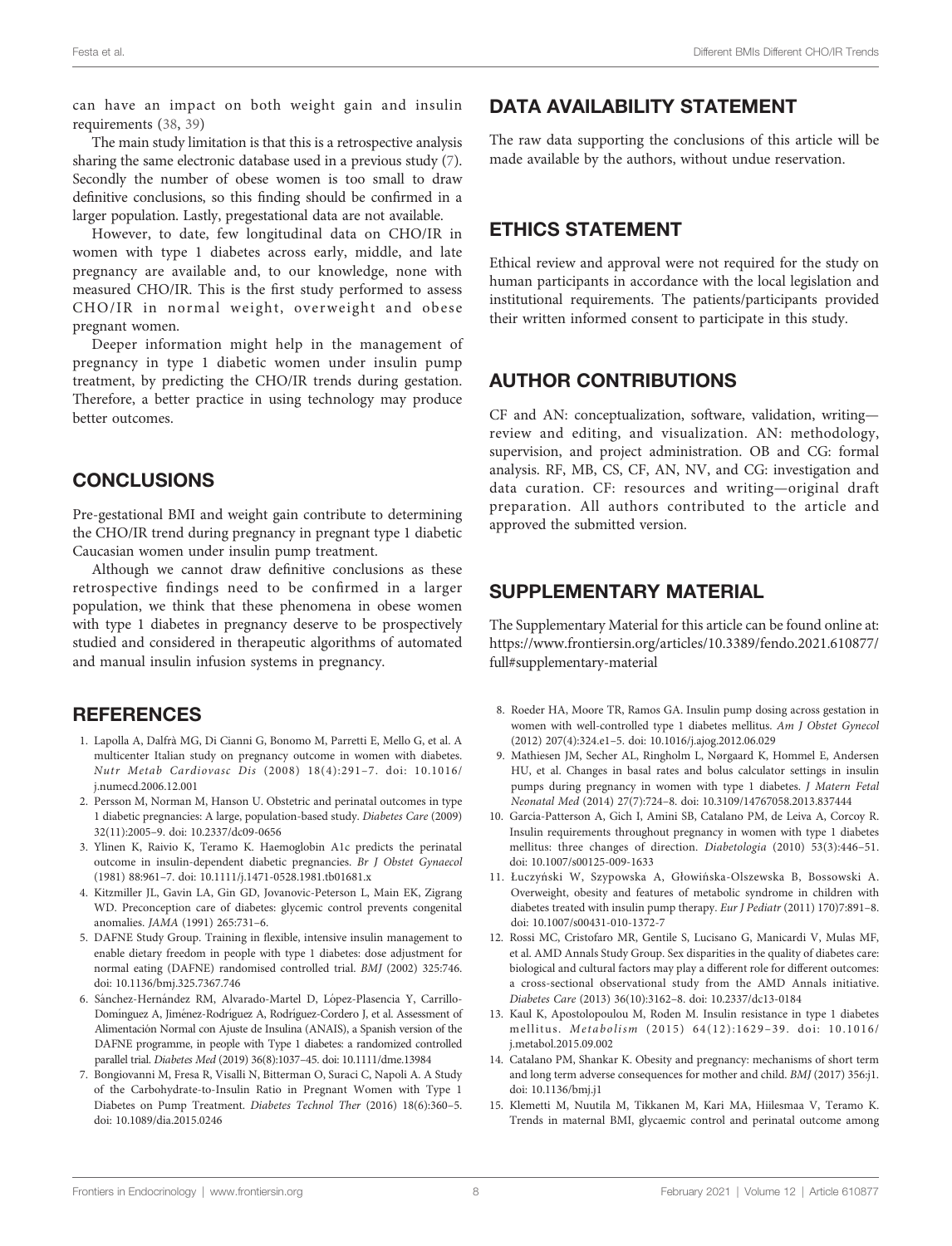can have an impact on both weight gain and insulin requirements (38, 39)

The main study limitation is that this is a retrospective analysis sharing the same electronic database used in a previous study (7). Secondly the number of obese women is too small to draw definitive conclusions, so this finding should be confirmed in a larger population. Lastly, pregestational data are not available.

However, to date, few longitudinal data on CHO/IR in women with type 1 diabetes across early, middle, and late pregnancy are available and, to our knowledge, none with measured CHO/IR. This is the first study performed to assess CHO/IR in normal weight, overweight and obese pregnant women.

Deeper information might help in the management of pregnancy in type 1 diabetic women under insulin pump treatment, by predicting the CHO/IR trends during gestation. Therefore, a better practice in using technology may produce better outcomes.

## CONCLUSIONS

Pre-gestational BMI and weight gain contribute to determining the CHO/IR trend during pregnancy in pregnant type 1 diabetic Caucasian women under insulin pump treatment.

Although we cannot draw definitive conclusions as these retrospective findings need to be confirmed in a larger population, we think that these phenomena in obese women with type 1 diabetes in pregnancy deserve to be prospectively studied and considered in therapeutic algorithms of automated and manual insulin infusion systems in pregnancy.

## DATA AVAILABILITY STATEMENT

The raw data supporting the conclusions of this article will be made available by the authors, without undue reservation.

## ETHICS STATEMENT

Ethical review and approval were not required for the study on human participants in accordance with the local legislation and institutional requirements. The patients/participants provided their written informed consent to participate in this study.

## AUTHOR CONTRIBUTIONS

CF and AN: conceptualization, software, validation, writing—review and editing, and visualization. AN: methodology, supervision, and project administration. OB and CG: formal analysis. RF, MB, CS, CF, AN, NV, and CG: investigation and data curation. CF: resources and writing—original draft preparation. All authors contributed to the article and approved the submitted version.

## SUPPLEMENTARY MATERIAL

The Supplementary Material for this article can be found online at: https://www.frontiersin.org/articles/10.3389/fendo.2021.610877/full#supplementary-material

## REFERENCES

1. Lapolla A, Dalfrà MG, Di Cianni G, Bonomo M, Parretti E, Mello G, et al. A multicenter Italian study on pregnancy outcome in women with diabetes. *Nutr Metab Cardiovasc Dis* (2008) 18(4):291–7. doi: 10.1016/j.numecd.2006.12.001
2. Persson M, Norman M, Hanson U. Obstetric and perinatal outcomes in type 1 diabetic pregnancies: A large, population-based study. *Diabetes Care* (2009) 32(11):2005–9. doi: 10.2337/dc09-0656
3. Ylinen K, Raivio K, Teramo K. Haemoglobin A1c predicts the perinatal outcome in insulin-dependent diabetic pregnancies. *Br J Obstet Gynaecol* (1981) 88:961–7. doi: 10.1111/j.1471-0528.1981.tb01681.x
4. Kitzmiller JL, Gavin LA, Gin GD, Jovanovic-Peterson L, Main EK, Zigrang WD. Preconception care of diabetes: glycemic control prevents congenital anomalies. *JAMA* (1991) 265:731–6.
5. DAFNE Study Group. Training in flexible, intensive insulin management to enable dietary freedom in people with type 1 diabetes: dose adjustment for normal eating (DAFNE) randomised controlled trial. *BMJ* (2002) 325:746. doi: 10.1136/bmj.325.7367.746
6. Sánchez-Hernández RM, Alvarado-Martel D, López-Plasencia Y, Carrillo-Domínguez A, Jiménez-Rodríguez A, Rodríguez-Cordero J, et al. Assessment of Alimentación Normal con Ajuste de Insulina (ANAIS), a Spanish version of the DAFNE programme, in people with Type 1 diabetes: a randomized controlled parallel trial. *Diabetes Med* (2019) 36(8):1037–45. doi: 10.1111/dme.13984
7. Bongiovanni M, Fresa R, Visalli N, Bitterman O, Suraci C, Napoli A. A Study of the Carbohydrate-to-Insulin Ratio in Pregnant Women with Type 1 Diabetes on Pump Treatment. *Diabetes Technol Ther* (2016) 18(6):360–5. doi: 10.1089/dia.2015.0246
8. Roeder HA, Moore TR, Ramos GA. Insulin pump dosing across gestation in women with well-controlled type 1 diabetes mellitus. *Am J Obstet Gynecol* (2012) 207(4):324.e1–5. doi: 10.1016/j.ajog.2012.06.029
9. Mathiesen JM, Secher AL, Ringholm L, Nørgaard K, Hommel E, Andersen HU, et al. Changes in basal rates and bolus calculator settings in insulin pumps during pregnancy in women with type 1 diabetes. *J Matern Fetal Neonatal Med* (2014) 27(7):724–8. doi: 10.3109/14767058.2013.837444
10. Garcia-Patterson A, Gich I, Amini SB, Catalano PM, de Leiva A, Corcoy R. Insulin requirements throughout pregnancy in women with type 1 diabetes mellitus: three changes of direction. *Diabetologia* (2010) 53(3):446–51. doi: 10.1007/s00125-009-1633
11. Łuczyński W, Szypowska A, Głowińska-Olszewska B, Bossowski A. Overweight, obesity and features of metabolic syndrome in children with diabetes treated with insulin pump therapy. *Eur J Pediatr* (2011) 170)7:891–8. doi: 10.1007/s00431-010-1372-7
12. Rossi MC, Cristofaro MR, Gentile S, Lucisano G, Manicardi V, Mulas MF, et al. AMD Annals Study Group. Sex disparities in the quality of diabetes care: biological and cultural factors may play a different role for different outcomes: a cross-sectional observational study from the AMD Annals initiative. *Diabetes Care* (2013) 36(10):3162–8. doi: 10.2337/dc13-0184
13. Kaul K, Apostolopoulou M, Roden M. Insulin resistance in type 1 diabetes mellitus. *Metabolism* (2015) 64(12):1629–39. doi: 10.1016/j.metabol.2015.09.002
14. Catalano PM, Shankar K. Obesity and pregnancy: mechanisms of short term and long term adverse consequences for mother and child. *BMJ* (2017) 356:j1. doi: 10.1136/bmj.j1
15. Klemetti M, Nuutila M, Tikkanen M, Kari MA, Hiilesmaa V, Teramo K. Trends in maternal BMI, glycaemic control and perinatal outcome among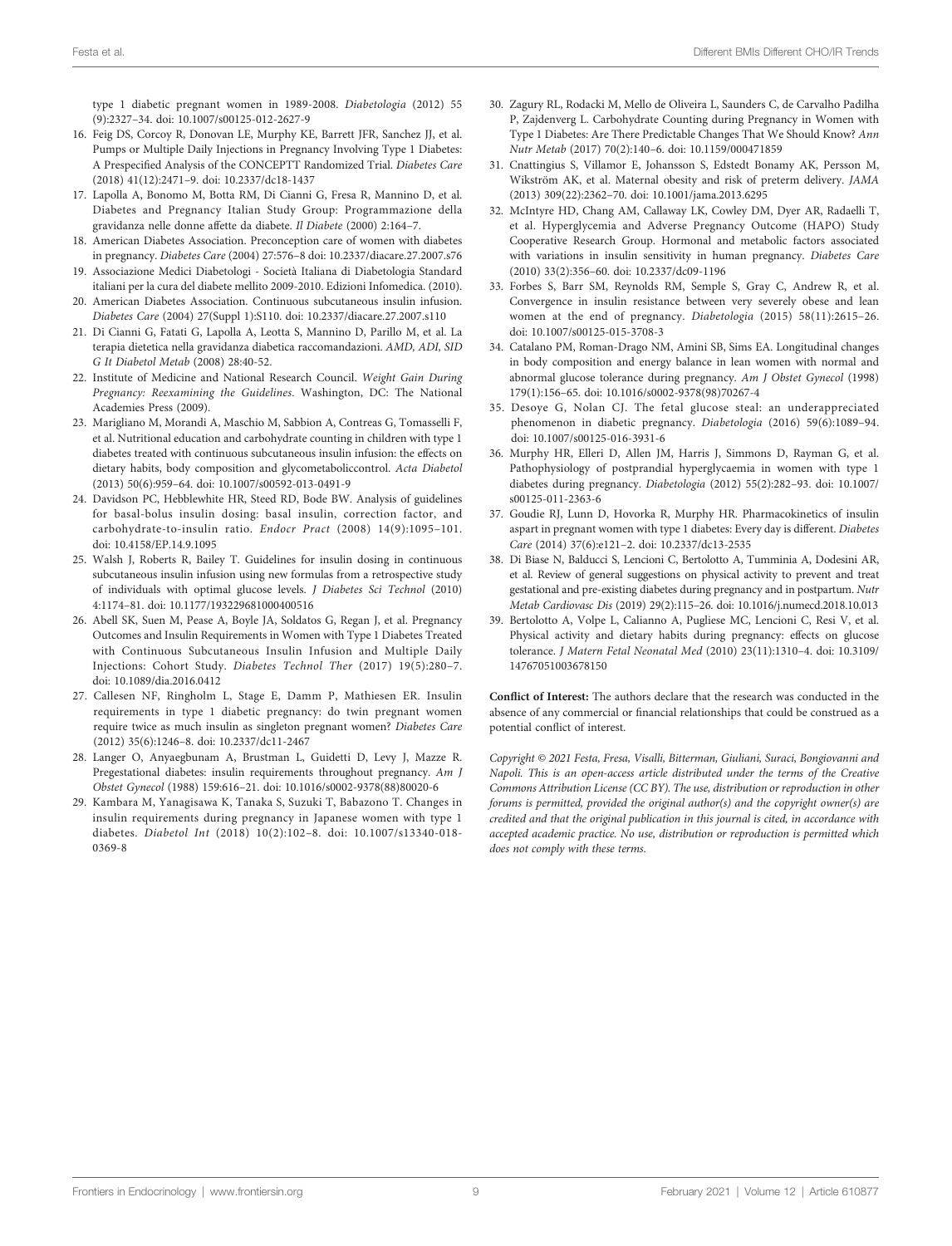type 1 diabetic pregnant women in 1989-2008. *Diabetologia* (2012) 55 (9):2327–34. doi: 10.1007/s00125-012-2627-9

16. Feig DS, Corcoy R, Donovan LE, Murphy KE, Barrett JFR, Sanchez JJ, et al. Pumps or Multiple Daily Injections in Pregnancy Involving Type 1 Diabetes: A Prespecified Analysis of the CONCEPTT Randomized Trial. *Diabetes Care* (2018) 41(12):2471–9. doi: 10.2337/dc18-1437
17. Lapolla A, Bonomo M, Botta RM, Di Cianni G, Fresa R, Mannino D, et al. Diabetes and Pregnancy Italian Study Group: Programmazione della gravidanza nelle donne affette da diabete. *Il Diabete* (2000) 2:164–7.
18. American Diabetes Association. Preconception care of women with diabetes in pregnancy. *Diabetes Care* (2004) 27:576–8 doi: 10.2337/diacare.27.2007.s76
19. Associazione Medici Diabetologi - Società Italiana di Diabetologia Standard italiani per la cura del diabete mellito 2009-2010. Edizioni Infomedica. (2010).
20. American Diabetes Association. Continuous subcutaneous insulin infusion. *Diabetes Care* (2004) 27(Suppl 1):S110. doi: 10.2337/diacare.27.2007.s110
21. Di Cianni G, Fatati G, Lapolla A, Leotta S, Mannino D, Parillo M, et al. La terapia dietetica nella gravidanza diabetica raccomandazioni. *AMD, ADI, SID G It Diabetol Metab* (2008) 28:40-52.
22. Institute of Medicine and National Research Council. *Weight Gain During Pregnancy: Reexamining the Guidelines*. Washington, DC: The National Academies Press (2009).
23. Marigliano M, Morandi A, Maschio M, Sabbion A, Contreas G, Tomasselli F, et al. Nutritional education and carbohydrate counting in children with type 1 diabetes treated with continuous subcutaneous insulin infusion: the effects on dietary habits, body composition and glycometabolic control. *Acta Diabetol* (2013) 50(6):959–64. doi: 10.1007/s00592-013-0491-9
24. Davidson PC, Hebblewhite HR, Steed RD, Bode BW. Analysis of guidelines for basal-bolus insulin dosing: basal insulin, correction factor, and carbohydrate-to-insulin ratio. *Endocr Pract* (2008) 14(9):1095–101. doi: 10.4158/EP.14.9.1095
25. Walsh J, Roberts R, Bailey T. Guidelines for insulin dosing in continuous subcutaneous insulin infusion using new formulas from a retrospective study of individuals with optimal glucose levels. *J Diabetes Sci Technol* (2010) 4:1174–81. doi: 10.1177/193229681000400516
26. Abell SK, Suen M, Pease A, Boyle JA, Soldatos G, Regan J, et al. Pregnancy Outcomes and Insulin Requirements in Women with Type 1 Diabetes Treated with Continuous Subcutaneous Insulin Infusion and Multiple Daily Injections: Cohort Study. *Diabetes Technol Ther* (2017) 19(5):280–7. doi: 10.1089/dia.2016.0412
27. Callesen NF, Ringholm L, Stage E, Damm P, Mathiesen ER. Insulin requirements in type 1 diabetic pregnancy: do twin pregnant women require twice as much insulin as singleton pregnant women? *Diabetes Care* (2012) 35(6):1246–8. doi: 10.2337/dc11-2467
28. Langer O, Anyaegbunam A, Brustman L, Guidetti D, Levy J, Mazze R. Pregestational diabetes: insulin requirements throughout pregnancy. *Am J Obstet Gynecol* (1988) 159:616–21. doi: 10.1016/s0002-9378(88)80020-6
29. Kambara M, Yanagisawa K, Tanaka S, Suzuki T, Babazono T. Changes in insulin requirements during pregnancy in Japanese women with type 1 diabetes. *Diabetol Int* (2018) 10(2):102–8. doi: 10.1007/s13340-018-0369-8
30. Zagury RL, Rodacki M, Mello de Oliveira L, Saunders C, de Carvalho Padilha P, Zajdenverg L. Carbohydrate Counting during Pregnancy in Women with Type 1 Diabetes: Are There Predictable Changes That We Should Know? *Ann Nutr Metab* (2017) 70(2):140–6. doi: 10.1159/000471859
31. Cnattingius S, Villamor E, Johansson S, Edstedt Bonamy AK, Persson M, Wikström AK, et al. Maternal obesity and risk of preterm delivery. *JAMA* (2013) 309(22):2362–70. doi: 10.1001/jama.2013.6295
32. McIntyre HD, Chang AM, Callaway LK, Cowley DM, Dyer AR, Radaelli T, et al. Hyperglycemia and Adverse Pregnancy Outcome (HAPO) Study Cooperative Research Group. Hormonal and metabolic factors associated with variations in insulin sensitivity in human pregnancy. *Diabetes Care* (2010) 33(2):356–60. doi: 10.2337/dc09-1196
33. Forbes S, Barr SM, Reynolds RM, Semple S, Gray C, Andrew R, et al. Convergence in insulin resistance between very severely obese and lean women at the end of pregnancy. *Diabetologia* (2015) 58(11):2615–26. doi: 10.1007/s00125-015-3708-3
34. Catalano PM, Roman-Drago NM, Amini SB, Sims EA. Longitudinal changes in body composition and energy balance in lean women with normal and abnormal glucose tolerance during pregnancy. *Am J Obstet Gynecol* (1998) 179(1):156–65. doi: 10.1016/s0002-9378(98)70267-4
35. Desoye G, Nolan CJ. The fetal glucose steal: an underappreciated phenomenon in diabetic pregnancy. *Diabetologia* (2016) 59(6):1089–94. doi: 10.1007/s00125-016-3931-6
36. Murphy HR, Elleri D, Allen JM, Harris J, Simmons D, Rayman G, et al. Pathophysiology of postprandial hyperglycaemia in women with type 1 diabetes during pregnancy. *Diabetologia* (2012) 55(2):282–93. doi: 10.1007/s00125-011-2363-6
37. Goudie RJ, Lunn D, Hovorka R, Murphy HR. Pharmacokinetics of insulin aspart in pregnant women with type 1 diabetes: Every day is different. *Diabetes Care* (2014) 37(6):e121–2. doi: 10.2337/dc13-2535
38. Di Biase N, Balducci S, Lencioni C, Bertolotto A, Tumminia A, Dodesini AR, et al. Review of general suggestions on physical activity to prevent and treat gestational and pre-existing diabetes during pregnancy and in postpartum. *Nutr Metab Cardiovasc Dis* (2019) 29(2):115–26. doi: 10.1016/j.numecd.2018.10.013
39. Bertolotto A, Volpe L, Calianno A, Pugliese MC, Lencioni C, Resi V, et al. Physical activity and dietary habits during pregnancy: effects on glucose tolerance. *J Matern Fetal Neonatal Med* (2010) 23(11):1310–4. doi: 10.3109/14767051003678150

**Conflict of Interest:** The authors declare that the research was conducted in the absence of any commercial or financial relationships that could be construed as a potential conflict of interest.

*Copyright © 2021 Festa, Fresa, Visalli, Bitterman, Giuliani, Suraci, Bongiovanni and Napoli. This is an open-access article distributed under the terms of the Creative Commons Attribution License (CC BY). The use, distribution or reproduction in other forums is permitted, provided the original author(s) and the copyright owner(s) are credited and that the original publication in this journal is cited, in accordance with accepted academic practice. No use, distribution or reproduction is permitted which does not comply with these terms.*